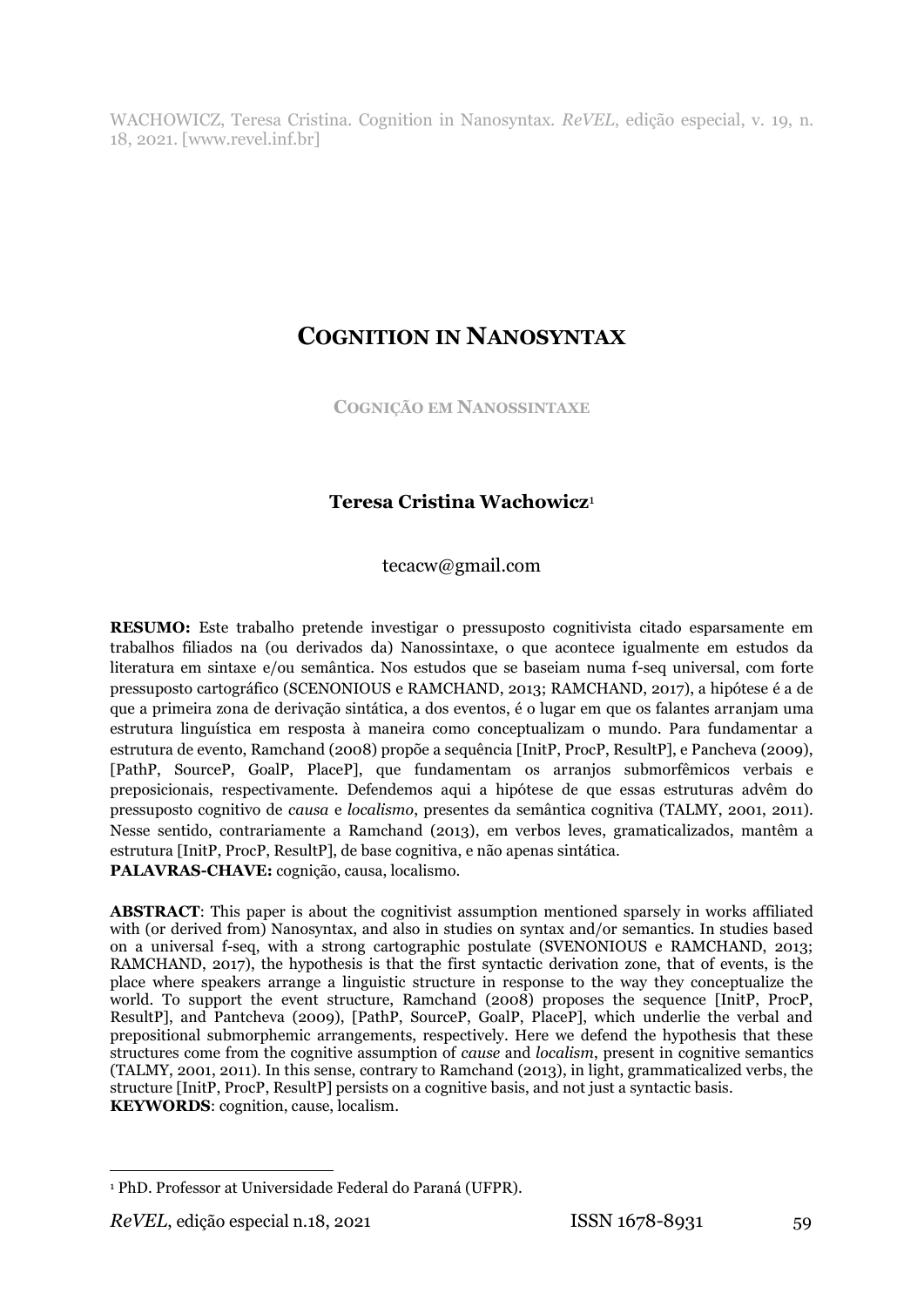WACHOWICZ, Teresa Cristina. Cognition in Nanosyntax. *ReVEL*, edição especial, v. 19, n. 18, 2021. [www.revel.inf.br]

# COGNITION IN NANOSYNTAX

**COGNIÇÃO EM NANOSSINTAXE**

**Teresa Cristina Wachowicz**[1]

tecacw@gmail.com

**RESUMO:** Este trabalho pretende investigar o pressuposto cognitivista citado esparsamente em trabalhos filiados na (ou derivados da) Nanossintaxe, o que acontece igualmente em estudos da literatura em sintaxe e/ou semântica. Nos estudos que se baseiam numa f-seq universal, com forte pressuposto cartográfico (SCENONIOUS e RAMCHAND, 2013; RAMCHAND, 2017), a hipótese é a de que a primeira zona de derivação sintática, a dos eventos, é o lugar em que os falantes arranjam uma estrutura linguística em resposta à maneira como conceptualizam o mundo. Para fundamentar a estrutura de evento, Ramchand (2008) propõe a sequência [InitP, ProcP, ResultP], e Pancheva (2009), [PathP, SourceP, GoalP, PlaceP], que fundamentam os arranjos submorfêmicos verbais e preposicionais, respectivamente. Defendemos aqui a hipótese de que essas estruturas advêm do pressuposto cognitivo de *causa* e *localismo*, presentes da semântica cognitiva (TALMY, 2001, 2011). Nesse sentido, contrariamente a Ramchand (2013), em verbos leves, gramaticalizados, mantêm a estrutura [InitP, ProcP, ResultP], de base cognitiva, e não apenas sintática.
**PALAVRAS-CHAVE:** cognição, causa, localismo.

**ABSTRACT**: This paper is about the cognitivist assumption mentioned sparsely in works affiliated with (or derived from) Nanosyntax, and also in studies on syntax and/or semantics. In studies based on a universal f-seq, with a strong cartographic postulate (SVENONIOUS e RAMCHAND, 2013; RAMCHAND, 2017), the hypothesis is that the first syntactic derivation zone, that of events, is the place where speakers arrange a linguistic structure in response to the way they conceptualize the world. To support the event structure, Ramchand (2008) proposes the sequence [InitP, ProcP, ResultP], and Pantcheva (2009), [PathP, SourceP, GoalP, PlaceP], which underlie the verbal and prepositional submorphemic arrangements, respectively. Here we defend the hypothesis that these structures come from the cognitive assumption of *cause* and *localism*, present in cognitive semantics (TALMY, 2001, 2011). In this sense, contrary to Ramchand (2013), in light, grammaticalized verbs, the structure [InitP, ProcP, ResultP] persists on a cognitive basis, and not just a syntactic basis.
**KEYWORDS**: cognition, cause, localism.

---

[1] PhD. Professor at Universidade Federal do Paraná (UFPR).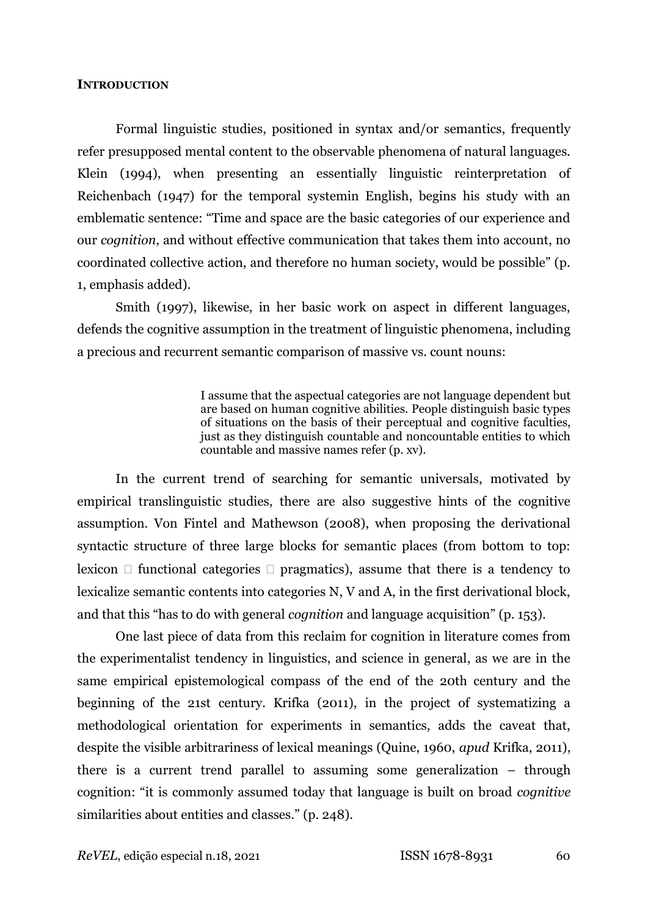**INTRODUCTION**

Formal linguistic studies, positioned in syntax and/or semantics, frequently refer presupposed mental content to the observable phenomena of natural languages. Klein (1994), when presenting an essentially linguistic reinterpretation of Reichenbach (1947) for the temporal systemin English, begins his study with an emblematic sentence: "Time and space are the basic categories of our experience and our *cognition*, and without effective communication that takes them into account, no coordinated collective action, and therefore no human society, would be possible" (p. 1, emphasis added).

Smith (1997), likewise, in her basic work on aspect in different languages, defends the cognitive assumption in the treatment of linguistic phenomena, including a precious and recurrent semantic comparison of massive vs. count nouns:

> I assume that the aspectual categories are not language dependent but are based on human cognitive abilities. People distinguish basic types of situations on the basis of their perceptual and cognitive faculties, just as they distinguish countable and noncountable entities to which countable and massive names refer (p. xv).

In the current trend of searching for semantic universals, motivated by empirical translinguistic studies, there are also suggestive hints of the cognitive assumption. Von Fintel and Mathewson (2008), when proposing the derivational syntactic structure of three large blocks for semantic places (from bottom to top: lexicon  functional categories  pragmatics), assume that there is a tendency to lexicalize semantic contents into categories N, V and A, in the first derivational block, and that this "has to do with general *cognition* and language acquisition" (p. 153).

One last piece of data from this reclaim for cognition in literature comes from the experimentalist tendency in linguistics, and science in general, as we are in the same empirical epistemological compass of the end of the 20th century and the beginning of the 21st century. Krifka (2011), in the project of systematizing a methodological orientation for experiments in semantics, adds the caveat that, despite the visible arbitrariness of lexical meanings (Quine, 1960, *apud* Krifka, 2011), there is a current trend parallel to assuming some generalization – through cognition: "it is commonly assumed today that language is built on broad *cognitive* similarities about entities and classes." (p. 248).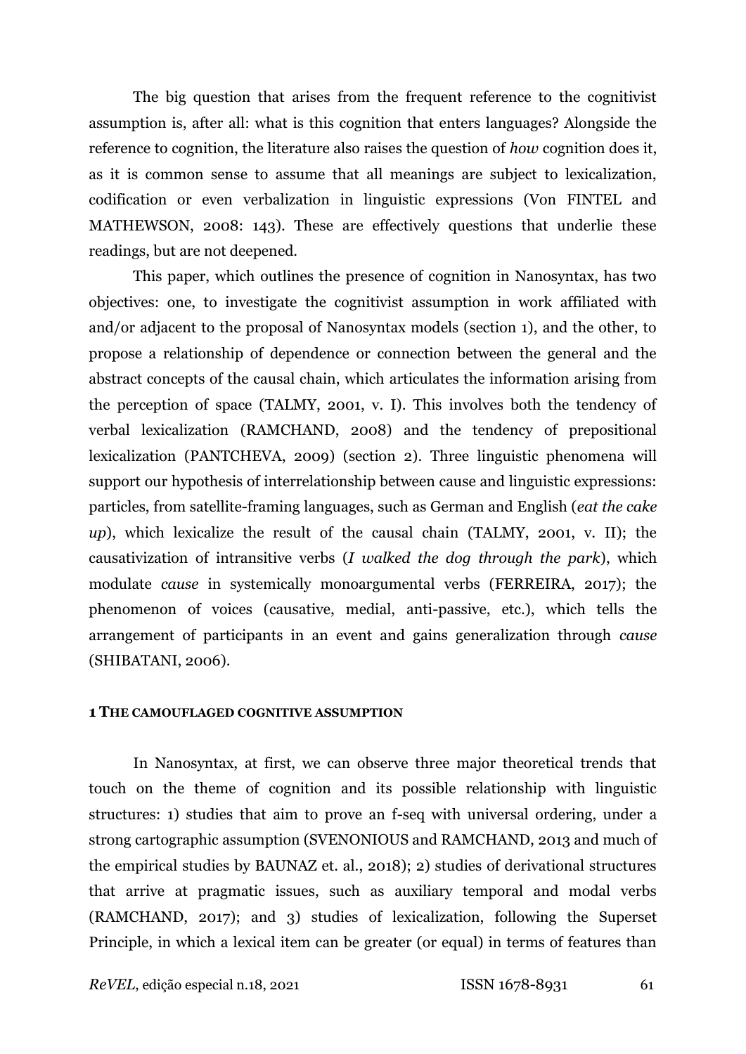The big question that arises from the frequent reference to the cognitivist assumption is, after all: what is this cognition that enters languages? Alongside the reference to cognition, the literature also raises the question of *how* cognition does it, as it is common sense to assume that all meanings are subject to lexicalization, codification or even verbalization in linguistic expressions (Von FINTEL and MATHEWSON, 2008: 143). These are effectively questions that underlie these readings, but are not deepened.

This paper, which outlines the presence of cognition in Nanosyntax, has two objectives: one, to investigate the cognitivist assumption in work affiliated with and/or adjacent to the proposal of Nanosyntax models (section 1), and the other, to propose a relationship of dependence or connection between the general and the abstract concepts of the causal chain, which articulates the information arising from the perception of space (TALMY, 2001, v. I). This involves both the tendency of verbal lexicalization (RAMCHAND, 2008) and the tendency of prepositional lexicalization (PANTCHEVA, 2009) (section 2). Three linguistic phenomena will support our hypothesis of interrelationship between cause and linguistic expressions: particles, from satellite-framing languages, such as German and English (*eat the cake up*), which lexicalize the result of the causal chain (TALMY, 2001, v. II); the causativization of intransitive verbs (*I walked the dog through the park*), which modulate *cause* in systemically monoargumental verbs (FERREIRA, 2017); the phenomenon of voices (causative, medial, anti-passive, etc.), which tells the arrangement of participants in an event and gains generalization through *cause* (SHIBATANI, 2006).

## 1 THE CAMOUFLAGED COGNITIVE ASSUMPTION

In Nanosyntax, at first, we can observe three major theoretical trends that touch on the theme of cognition and its possible relationship with linguistic structures: 1) studies that aim to prove an f-seq with universal ordering, under a strong cartographic assumption (SVENONIOUS and RAMCHAND, 2013 and much of the empirical studies by BAUNAZ et. al., 2018); 2) studies of derivational structures that arrive at pragmatic issues, such as auxiliary temporal and modal verbs (RAMCHAND, 2017); and 3) studies of lexicalization, following the Superset Principle, in which a lexical item can be greater (or equal) in terms of features than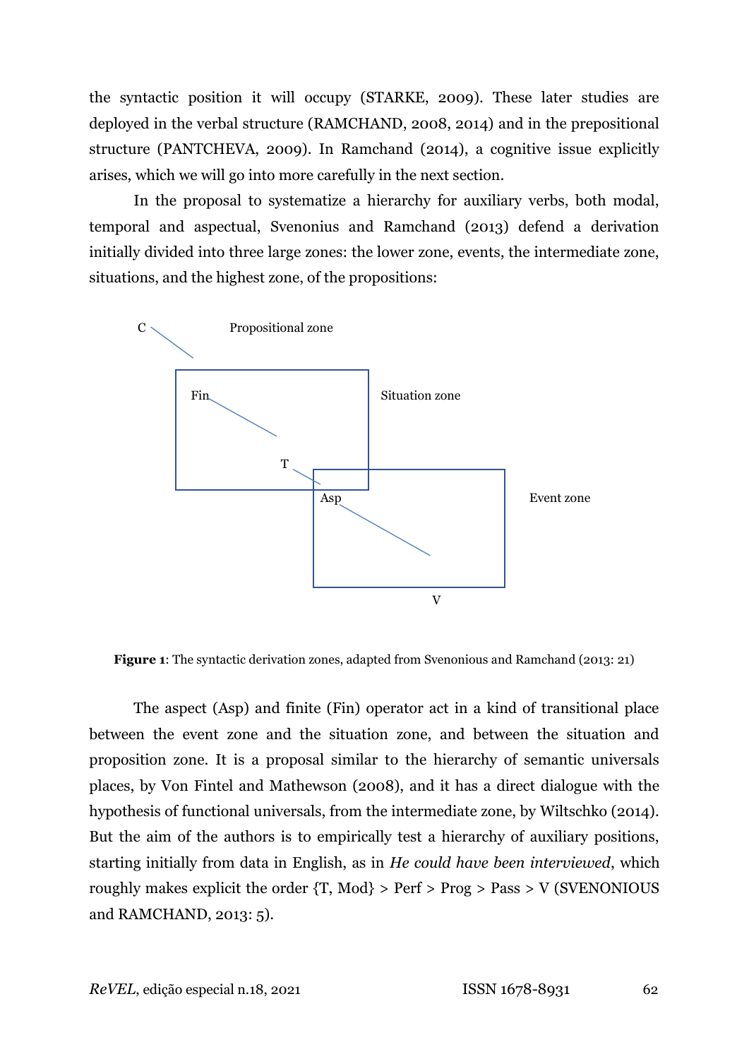the syntactic position it will occupy (STARKE, 2009). These later studies are deployed in the verbal structure (RAMCHAND, 2008, 2014) and in the prepositional structure (PANTCHEVA, 2009). In Ramchand (2014), a cognitive issue explicitly arises, which we will go into more carefully in the next section.

In the proposal to systematize a hierarchy for auxiliary verbs, both modal, temporal and aspectual, Svenonius and Ramchand (2013) defend a derivation initially divided into three large zones: the lower zone, events, the intermediate zone, situations, and the highest zone, of the propositions:

C — Propositional zone

Fin — T — Situation zone

Asp — V — Event zone

**Figure 1**: The syntactic derivation zones, adapted from Svenonious and Ramchand (2013: 21)

The aspect (Asp) and finite (Fin) operator act in a kind of transitional place between the event zone and the situation zone, and between the situation and proposition zone. It is a proposal similar to the hierarchy of semantic universals places, by Von Fintel and Mathewson (2008), and it has a direct dialogue with the hypothesis of functional universals, from the intermediate zone, by Wiltschko (2014). But the aim of the authors is to empirically test a hierarchy of auxiliary positions, starting initially from data in English, as in *He could have been interviewed*, which roughly makes explicit the order {T, Mod} > Perf > Prog > Pass > V (SVENONIOUS and RAMCHAND, 2013: 5).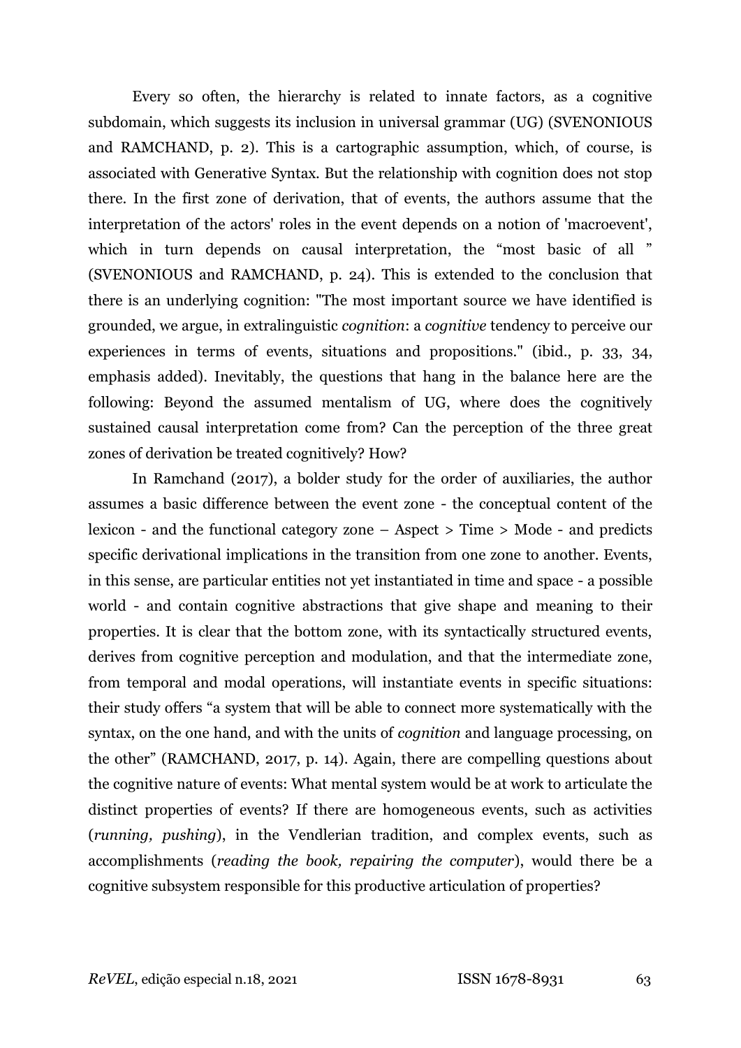Every so often, the hierarchy is related to innate factors, as a cognitive subdomain, which suggests its inclusion in universal grammar (UG) (SVENONIOUS and RAMCHAND, p. 2). This is a cartographic assumption, which, of course, is associated with Generative Syntax. But the relationship with cognition does not stop there. In the first zone of derivation, that of events, the authors assume that the interpretation of the actors' roles in the event depends on a notion of 'macroevent', which in turn depends on causal interpretation, the "most basic of all " (SVENONIOUS and RAMCHAND, p. 24). This is extended to the conclusion that there is an underlying cognition: "The most important source we have identified is grounded, we argue, in extralinguistic *cognition*: a *cognitive* tendency to perceive our experiences in terms of events, situations and propositions." (ibid., p. 33, 34, emphasis added). Inevitably, the questions that hang in the balance here are the following: Beyond the assumed mentalism of UG, where does the cognitively sustained causal interpretation come from? Can the perception of the three great zones of derivation be treated cognitively? How?

In Ramchand (2017), a bolder study for the order of auxiliaries, the author assumes a basic difference between the event zone - the conceptual content of the lexicon - and the functional category zone – Aspect > Time > Mode - and predicts specific derivational implications in the transition from one zone to another. Events, in this sense, are particular entities not yet instantiated in time and space - a possible world - and contain cognitive abstractions that give shape and meaning to their properties. It is clear that the bottom zone, with its syntactically structured events, derives from cognitive perception and modulation, and that the intermediate zone, from temporal and modal operations, will instantiate events in specific situations: their study offers "a system that will be able to connect more systematically with the syntax, on the one hand, and with the units of *cognition* and language processing, on the other" (RAMCHAND, 2017, p. 14). Again, there are compelling questions about the cognitive nature of events: What mental system would be at work to articulate the distinct properties of events? If there are homogeneous events, such as activities (*running, pushing*), in the Vendlerian tradition, and complex events, such as accomplishments (*reading the book, repairing the computer*), would there be a cognitive subsystem responsible for this productive articulation of properties?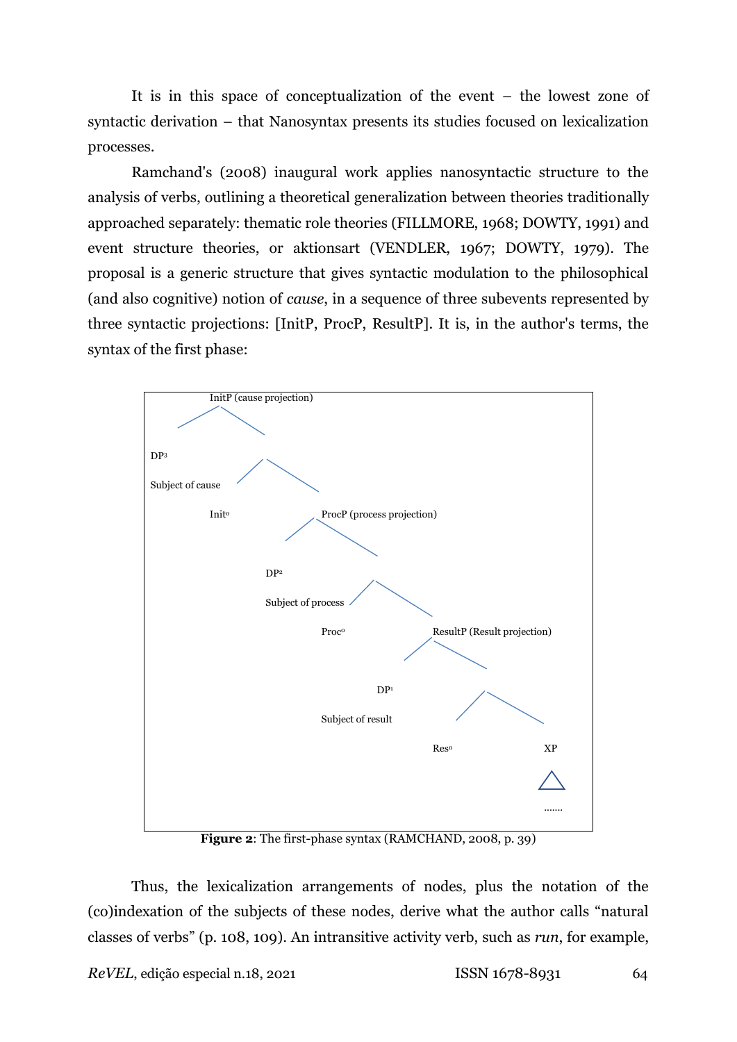It is in this space of conceptualization of the event – the lowest zone of syntactic derivation – that Nanosyntax presents its studies focused on lexicalization processes.

Ramchand's (2008) inaugural work applies nanosyntactic structure to the analysis of verbs, outlining a theoretical generalization between theories traditionally approached separately: thematic role theories (FILLMORE, 1968; DOWTY, 1991) and event structure theories, or aktionsart (VENDLER, 1967; DOWTY, 1979). The proposal is a generic structure that gives syntactic modulation to the philosophical (and also cognitive) notion of *cause*, in a sequence of three subevents represented by three syntactic projections: [InitP, ProcP, ResultP]. It is, in the author's terms, the syntax of the first phase:

- InitP (cause projection)
  - $DP^3$ Subject of cause
  - $Init^o$
  - ProcP (process projection)
    - $DP^2$ Subject of process
    - $Proc^o$
    - ResultP (Result projection)
      - $DP^1$ Subject of result
      - $Res^o$
      - XP
        - .......

**Figure 2**: The first-phase syntax (RAMCHAND, 2008, p. 39)

Thus, the lexicalization arrangements of nodes, plus the notation of the (co)indexation of the subjects of these nodes, derive what the author calls "natural classes of verbs" (p. 108, 109). An intransitive activity verb, such as *run*, for example,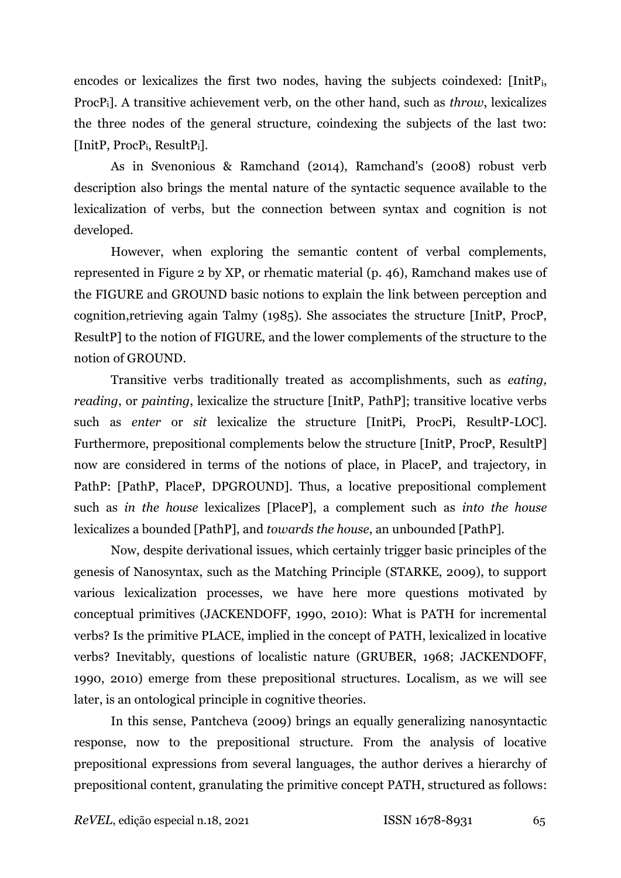encodes or lexicalizes the first two nodes, having the subjects coindexed: [$InitP_i$, $ProcP_i$]. A transitive achievement verb, on the other hand, such as *throw*, lexicalizes the three nodes of the general structure, coindexing the subjects of the last two: [InitP, $ProcP_i$, $ResultP_i$].

As in Svenonious & Ramchand (2014), Ramchand's (2008) robust verb description also brings the mental nature of the syntactic sequence available to the lexicalization of verbs, but the connection between syntax and cognition is not developed.

However, when exploring the semantic content of verbal complements, represented in Figure 2 by XP, or rhematic material (p. 46), Ramchand makes use of the FIGURE and GROUND basic notions to explain the link between perception and cognition,retrieving again Talmy (1985). She associates the structure [InitP, ProcP, ResultP] to the notion of FIGURE, and the lower complements of the structure to the notion of GROUND.

Transitive verbs traditionally treated as accomplishments, such as *eating, reading*, or *painting*, lexicalize the structure [InitP, PathP]; transitive locative verbs such as *enter* or *sit* lexicalize the structure [InitPi, ProcPi, ResultP-LOC]. Furthermore, prepositional complements below the structure [InitP, ProcP, ResultP] now are considered in terms of the notions of place, in PlaceP, and trajectory, in PathP: [PathP, PlaceP, DPGROUND]. Thus, a locative prepositional complement such as *in the house* lexicalizes [PlaceP], a complement such as *into the house* lexicalizes a bounded [PathP], and *towards the house*, an unbounded [PathP].

Now, despite derivational issues, which certainly trigger basic principles of the genesis of Nanosyntax, such as the Matching Principle (STARKE, 2009), to support various lexicalization processes, we have here more questions motivated by conceptual primitives (JACKENDOFF, 1990, 2010): What is PATH for incremental verbs? Is the primitive PLACE, implied in the concept of PATH, lexicalized in locative verbs? Inevitably, questions of localistic nature (GRUBER, 1968; JACKENDOFF, 1990, 2010) emerge from these prepositional structures. Localism, as we will see later, is an ontological principle in cognitive theories.

In this sense, Pantcheva (2009) brings an equally generalizing nanosyntactic response, now to the prepositional structure. From the analysis of locative prepositional expressions from several languages, the author derives a hierarchy of prepositional content, granulating the primitive concept PATH, structured as follows: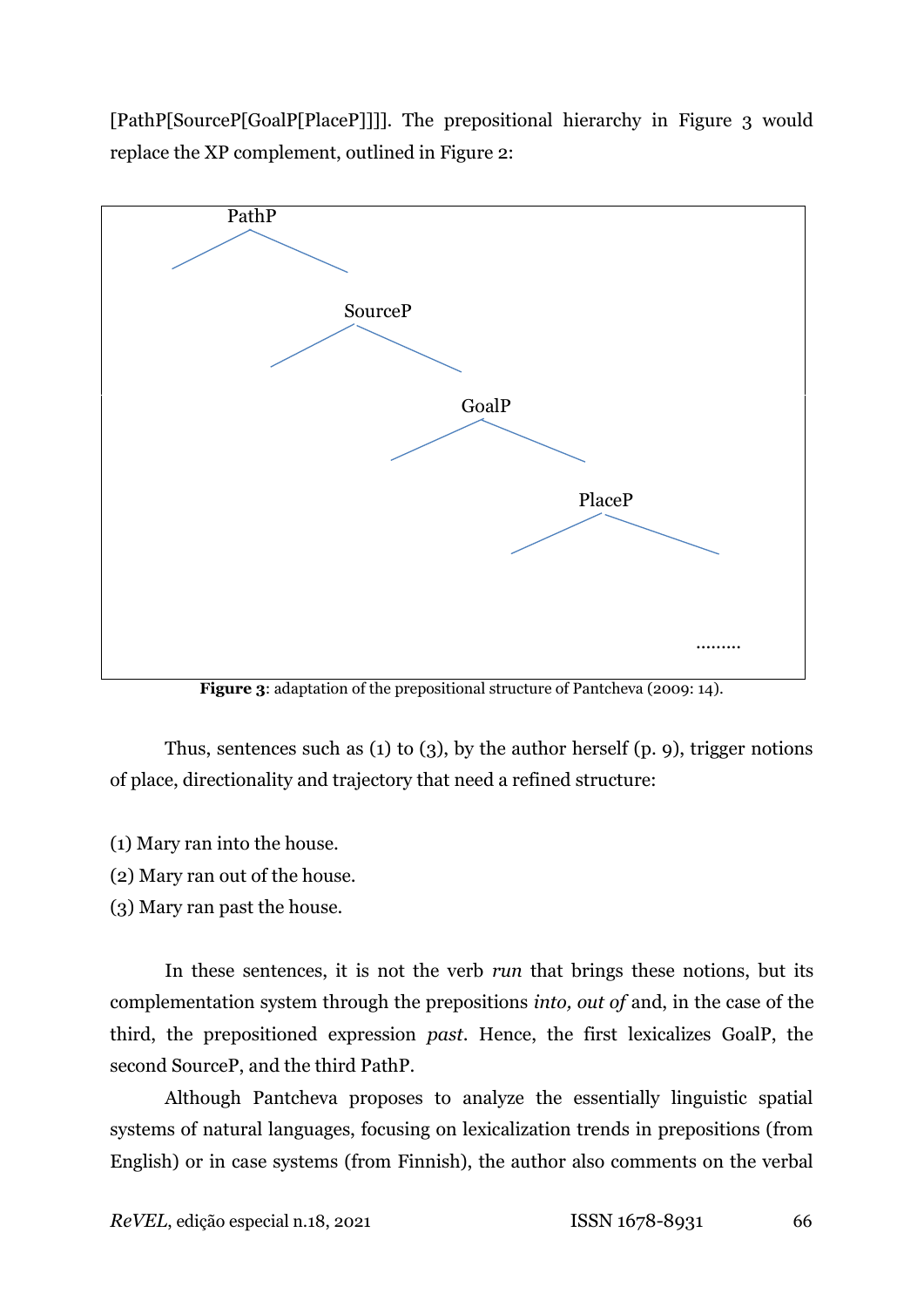[PathP[SourceP[GoalP[PlaceP]]]]. The prepositional hierarchy in Figure 3 would replace the XP complement, outlined in Figure 2:

```
PathP
   /    \
        SourceP
        /    \
             GoalP
             /    \
                  PlaceP
                  /    \
                        .........
```

**Figure 3**: adaptation of the prepositional structure of Pantcheva (2009: 14).

Thus, sentences such as (1) to (3), by the author herself (p. 9), trigger notions of place, directionality and trajectory that need a refined structure:

(1) Mary ran into the house.
(2) Mary ran out of the house.
(3) Mary ran past the house.

In these sentences, it is not the verb *run* that brings these notions, but its complementation system through the prepositions *into, out of* and, in the case of the third, the prepositioned expression *past*. Hence, the first lexicalizes GoalP, the second SourceP, and the third PathP.

Although Pantcheva proposes to analyze the essentially linguistic spatial systems of natural languages, focusing on lexicalization trends in prepositions (from English) or in case systems (from Finnish), the author also comments on the verbal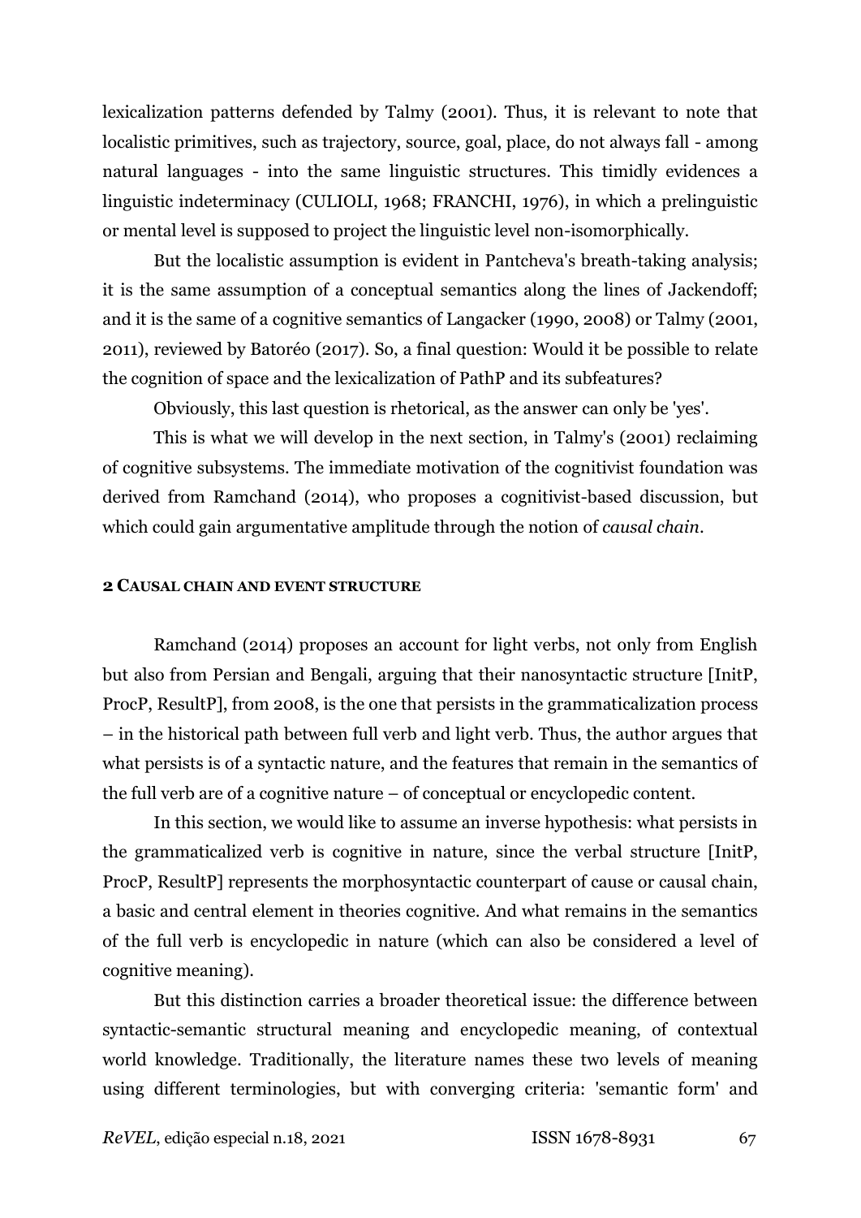lexicalization patterns defended by Talmy (2001). Thus, it is relevant to note that localistic primitives, such as trajectory, source, goal, place, do not always fall - among natural languages - into the same linguistic structures. This timidly evidences a linguistic indeterminacy (CULIOLI, 1968; FRANCHI, 1976), in which a prelinguistic or mental level is supposed to project the linguistic level non-isomorphically.

But the localistic assumption is evident in Pantcheva's breath-taking analysis; it is the same assumption of a conceptual semantics along the lines of Jackendoff; and it is the same of a cognitive semantics of Langacker (1990, 2008) or Talmy (2001, 2011), reviewed by Batoréo (2017). So, a final question: Would it be possible to relate the cognition of space and the lexicalization of PathP and its subfeatures?

Obviously, this last question is rhetorical, as the answer can only be 'yes'.

This is what we will develop in the next section, in Talmy's (2001) reclaiming of cognitive subsystems. The immediate motivation of the cognitivist foundation was derived from Ramchand (2014), who proposes a cognitivist-based discussion, but which could gain argumentative amplitude through the notion of *causal chain*.

## 2 Causal chain and event structure

Ramchand (2014) proposes an account for light verbs, not only from English but also from Persian and Bengali, arguing that their nanosyntactic structure [InitP, ProcP, ResultP], from 2008, is the one that persists in the grammaticalization process – in the historical path between full verb and light verb. Thus, the author argues that what persists is of a syntactic nature, and the features that remain in the semantics of the full verb are of a cognitive nature – of conceptual or encyclopedic content.

In this section, we would like to assume an inverse hypothesis: what persists in the grammaticalized verb is cognitive in nature, since the verbal structure [InitP, ProcP, ResultP] represents the morphosyntactic counterpart of cause or causal chain, a basic and central element in theories cognitive. And what remains in the semantics of the full verb is encyclopedic in nature (which can also be considered a level of cognitive meaning).

But this distinction carries a broader theoretical issue: the difference between syntactic-semantic structural meaning and encyclopedic meaning, of contextual world knowledge. Traditionally, the literature names these two levels of meaning using different terminologies, but with converging criteria: 'semantic form' and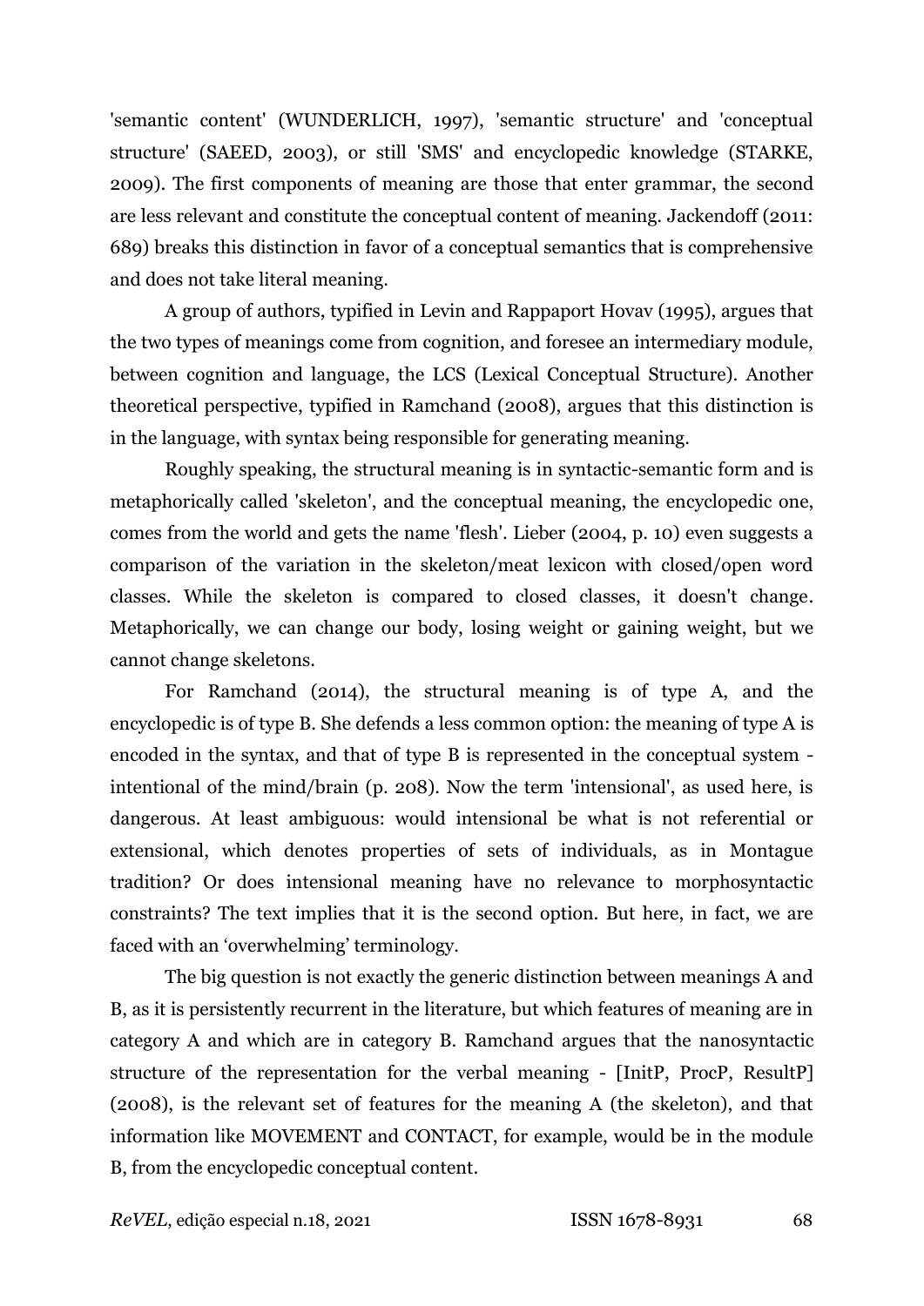'semantic content' (WUNDERLICH, 1997), 'semantic structure' and 'conceptual structure' (SAEED, 2003), or still 'SMS' and encyclopedic knowledge (STARKE, 2009). The first components of meaning are those that enter grammar, the second are less relevant and constitute the conceptual content of meaning. Jackendoff (2011: 689) breaks this distinction in favor of a conceptual semantics that is comprehensive and does not take literal meaning.

A group of authors, typified in Levin and Rappaport Hovav (1995), argues that the two types of meanings come from cognition, and foresee an intermediary module, between cognition and language, the LCS (Lexical Conceptual Structure). Another theoretical perspective, typified in Ramchand (2008), argues that this distinction is in the language, with syntax being responsible for generating meaning.

Roughly speaking, the structural meaning is in syntactic-semantic form and is metaphorically called 'skeleton', and the conceptual meaning, the encyclopedic one, comes from the world and gets the name 'flesh'. Lieber (2004, p. 10) even suggests a comparison of the variation in the skeleton/meat lexicon with closed/open word classes. While the skeleton is compared to closed classes, it doesn't change. Metaphorically, we can change our body, losing weight or gaining weight, but we cannot change skeletons.

For Ramchand (2014), the structural meaning is of type A, and the encyclopedic is of type B. She defends a less common option: the meaning of type A is encoded in the syntax, and that of type B is represented in the conceptual system - intentional of the mind/brain (p. 208). Now the term 'intensional', as used here, is dangerous. At least ambiguous: would intensional be what is not referential or extensional, which denotes properties of sets of individuals, as in Montague tradition? Or does intensional meaning have no relevance to morphosyntactic constraints? The text implies that it is the second option. But here, in fact, we are faced with an 'overwhelming' terminology.

The big question is not exactly the generic distinction between meanings A and B, as it is persistently recurrent in the literature, but which features of meaning are in category A and which are in category B. Ramchand argues that the nanosyntactic structure of the representation for the verbal meaning - [InitP, ProcP, ResultP] (2008), is the relevant set of features for the meaning A (the skeleton), and that information like MOVEMENT and CONTACT, for example, would be in the module B, from the encyclopedic conceptual content.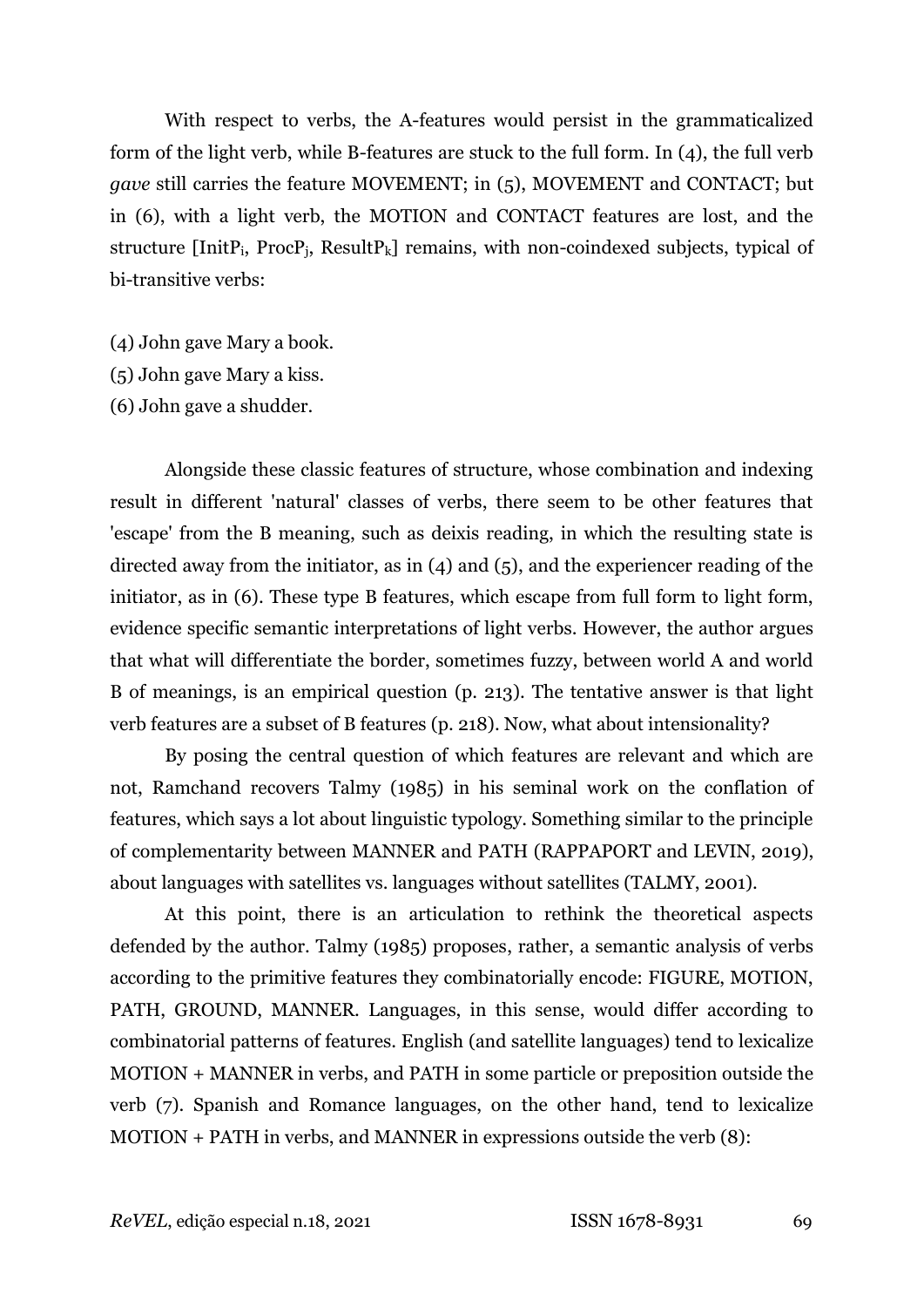With respect to verbs, the A-features would persist in the grammaticalized form of the light verb, while B-features are stuck to the full form. In (4), the full verb *gave* still carries the feature MOVEMENT; in (5), MOVEMENT and CONTACT; but in (6), with a light verb, the MOTION and CONTACT features are lost, and the structure [$InitP_i$, $ProcP_j$, $ResultP_k$] remains, with non-coindexed subjects, typical of bi-transitive verbs:

(4) John gave Mary a book.
(5) John gave Mary a kiss.
(6) John gave a shudder.

Alongside these classic features of structure, whose combination and indexing result in different 'natural' classes of verbs, there seem to be other features that 'escape' from the B meaning, such as deixis reading, in which the resulting state is directed away from the initiator, as in (4) and (5), and the experiencer reading of the initiator, as in (6). These type B features, which escape from full form to light form, evidence specific semantic interpretations of light verbs. However, the author argues that what will differentiate the border, sometimes fuzzy, between world A and world B of meanings, is an empirical question (p. 213). The tentative answer is that light verb features are a subset of B features (p. 218). Now, what about intensionality?

By posing the central question of which features are relevant and which are not, Ramchand recovers Talmy (1985) in his seminal work on the conflation of features, which says a lot about linguistic typology. Something similar to the principle of complementarity between MANNER and PATH (RAPPAPORT and LEVIN, 2019), about languages with satellites vs. languages without satellites (TALMY, 2001).

At this point, there is an articulation to rethink the theoretical aspects defended by the author. Talmy (1985) proposes, rather, a semantic analysis of verbs according to the primitive features they combinatorially encode: FIGURE, MOTION, PATH, GROUND, MANNER. Languages, in this sense, would differ according to combinatorial patterns of features. English (and satellite languages) tend to lexicalize MOTION + MANNER in verbs, and PATH in some particle or preposition outside the verb (7). Spanish and Romance languages, on the other hand, tend to lexicalize MOTION + PATH in verbs, and MANNER in expressions outside the verb (8):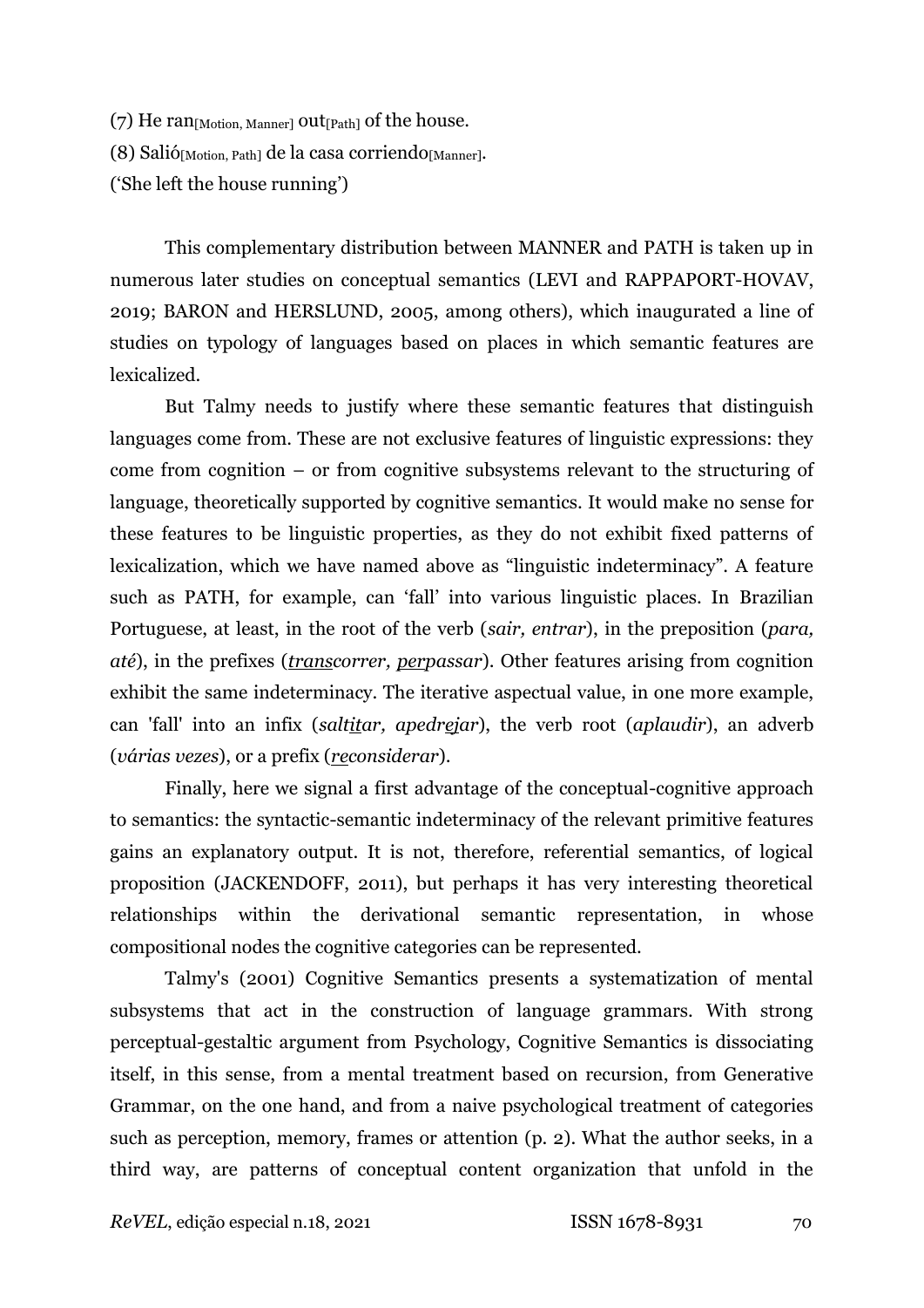(7) He ran$_{\text{[Motion, Manner]}}$ out$_{\text{[Path]}}$ of the house.

(8) Salió$_{\text{[Motion, Path]}}$ de la casa corriendo$_{\text{[Manner]}}$.

('She left the house running')

This complementary distribution between MANNER and PATH is taken up in numerous later studies on conceptual semantics (LEVI and RAPPAPORT-HOVAV, 2019; BARON and HERSLUND, 2005, among others), which inaugurated a line of studies on typology of languages based on places in which semantic features are lexicalized.

But Talmy needs to justify where these semantic features that distinguish languages come from. These are not exclusive features of linguistic expressions: they come from cognition – or from cognitive subsystems relevant to the structuring of language, theoretically supported by cognitive semantics. It would make no sense for these features to be linguistic properties, as they do not exhibit fixed patterns of lexicalization, which we have named above as "linguistic indeterminacy". A feature such as PATH, for example, can 'fall' into various linguistic places. In Brazilian Portuguese, at least, in the root of the verb (*sair, entrar*), in the preposition (*para, até*), in the prefixes (*<u>trans</u>correr, <u>per</u>passar*). Other features arising from cognition exhibit the same indeterminacy. The iterative aspectual value, in one more example, can 'fall' into an infix (*sal<u>tit</u>ar, apedr<u>ej</u>ar*), the verb root (*aplaudir*), an adverb (*várias vezes*), or a prefix (*<u>re</u>considerar*).

Finally, here we signal a first advantage of the conceptual-cognitive approach to semantics: the syntactic-semantic indeterminacy of the relevant primitive features gains an explanatory output. It is not, therefore, referential semantics, of logical proposition (JACKENDOFF, 2011), but perhaps it has very interesting theoretical relationships within the derivational semantic representation, in whose compositional nodes the cognitive categories can be represented.

Talmy's (2001) Cognitive Semantics presents a systematization of mental subsystems that act in the construction of language grammars. With strong perceptual-gestaltic argument from Psychology, Cognitive Semantics is dissociating itself, in this sense, from a mental treatment based on recursion, from Generative Grammar, on the one hand, and from a naive psychological treatment of categories such as perception, memory, frames or attention (p. 2). What the author seeks, in a third way, are patterns of conceptual content organization that unfold in the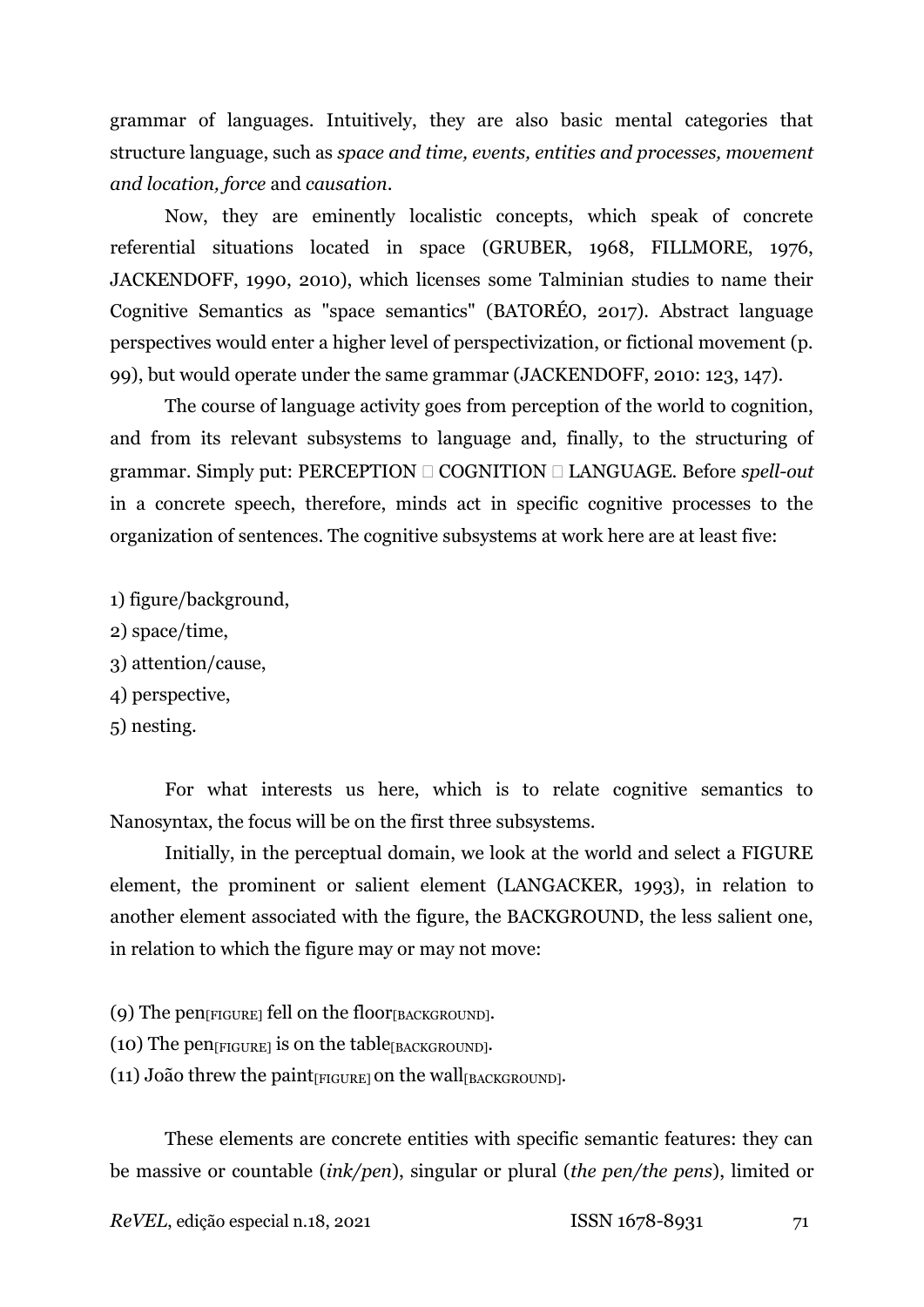grammar of languages. Intuitively, they are also basic mental categories that structure language, such as *space and time, events, entities and processes, movement and location, force* and *causation*.

Now, they are eminently localistic concepts, which speak of concrete referential situations located in space (GRUBER, 1968, FILLMORE, 1976, JACKENDOFF, 1990, 2010), which licenses some Talminian studies to name their Cognitive Semantics as "space semantics" (BATORÉO, 2017). Abstract language perspectives would enter a higher level of perspectivization, or fictional movement (p. 99), but would operate under the same grammar (JACKENDOFF, 2010: 123, 147).

The course of language activity goes from perception of the world to cognition, and from its relevant subsystems to language and, finally, to the structuring of grammar. Simply put: PERCEPTION  COGNITION  LANGUAGE. Before *spell-out* in a concrete speech, therefore, minds act in specific cognitive processes to the organization of sentences. The cognitive subsystems at work here are at least five:

1) figure/background,
2) space/time,
3) attention/cause,
4) perspective,
5) nesting.

For what interests us here, which is to relate cognitive semantics to Nanosyntax, the focus will be on the first three subsystems.

Initially, in the perceptual domain, we look at the world and select a FIGURE element, the prominent or salient element (LANGACKER, 1993), in relation to another element associated with the figure, the BACKGROUND, the less salient one, in relation to which the figure may or may not move:

(9) The pen$_{\text{[FIGURE]}}$ fell on the floor$_{\text{[BACKGROUND]}}$.
(10) The pen$_{\text{[FIGURE]}}$ is on the table$_{\text{[BACKGROUND]}}$.
(11) João threw the paint$_{\text{[FIGURE]}}$ on the wall$_{\text{[BACKGROUND]}}$.

These elements are concrete entities with specific semantic features: they can be massive or countable (*ink/pen*), singular or plural (*the pen/the pens*), limited or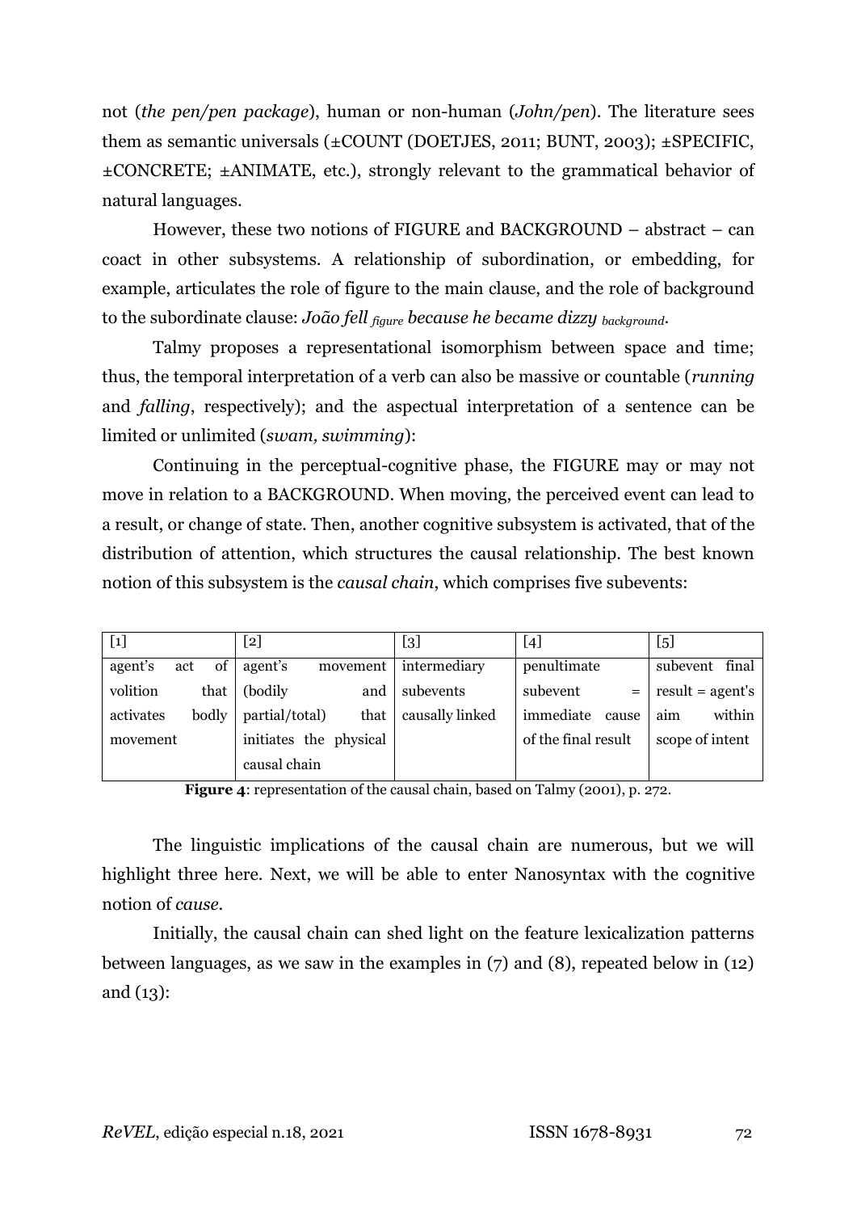not (*the pen/pen package*), human or non-human (*John/pen*). The literature sees them as semantic universals (±COUNT (DOETJES, 2011; BUNT, 2003); ±SPECIFIC, ±CONCRETE; ±ANIMATE, etc.), strongly relevant to the grammatical behavior of natural languages.

However, these two notions of FIGURE and BACKGROUND – abstract – can coact in other subsystems. A relationship of subordination, or embedding, for example, articulates the role of figure to the main clause, and the role of background to the subordinate clause: *João fell* $_{figure}$ *because he became dizzy* $_{background}$.

Talmy proposes a representational isomorphism between space and time; thus, the temporal interpretation of a verb can also be massive or countable (*running* and *falling*, respectively); and the aspectual interpretation of a sentence can be limited or unlimited (*swam, swimming*):

Continuing in the perceptual-cognitive phase, the FIGURE may or may not move in relation to a BACKGROUND. When moving, the perceived event can lead to a result, or change of state. Then, another cognitive subsystem is activated, that of the distribution of attention, which structures the causal relationship. The best known notion of this subsystem is the *causal chain*, which comprises five subevents:

| [1] | [2] | [3] | [4] | [5] |
|---|---|---|---|---|
| agent's act of volition that activates bodly movement | agent's movement (bodily and partial/total) that initiates the physical causal chain | intermediary subevents causally linked | penultimate subevent = immediate cause of the final result | subevent final result = agent's aim within scope of intent |

**Figure 4**: representation of the causal chain, based on Talmy (2001), p. 272.

The linguistic implications of the causal chain are numerous, but we will highlight three here. Next, we will be able to enter Nanosyntax with the cognitive notion of *cause*.

Initially, the causal chain can shed light on the feature lexicalization patterns between languages, as we saw in the examples in (7) and (8), repeated below in (12) and (13):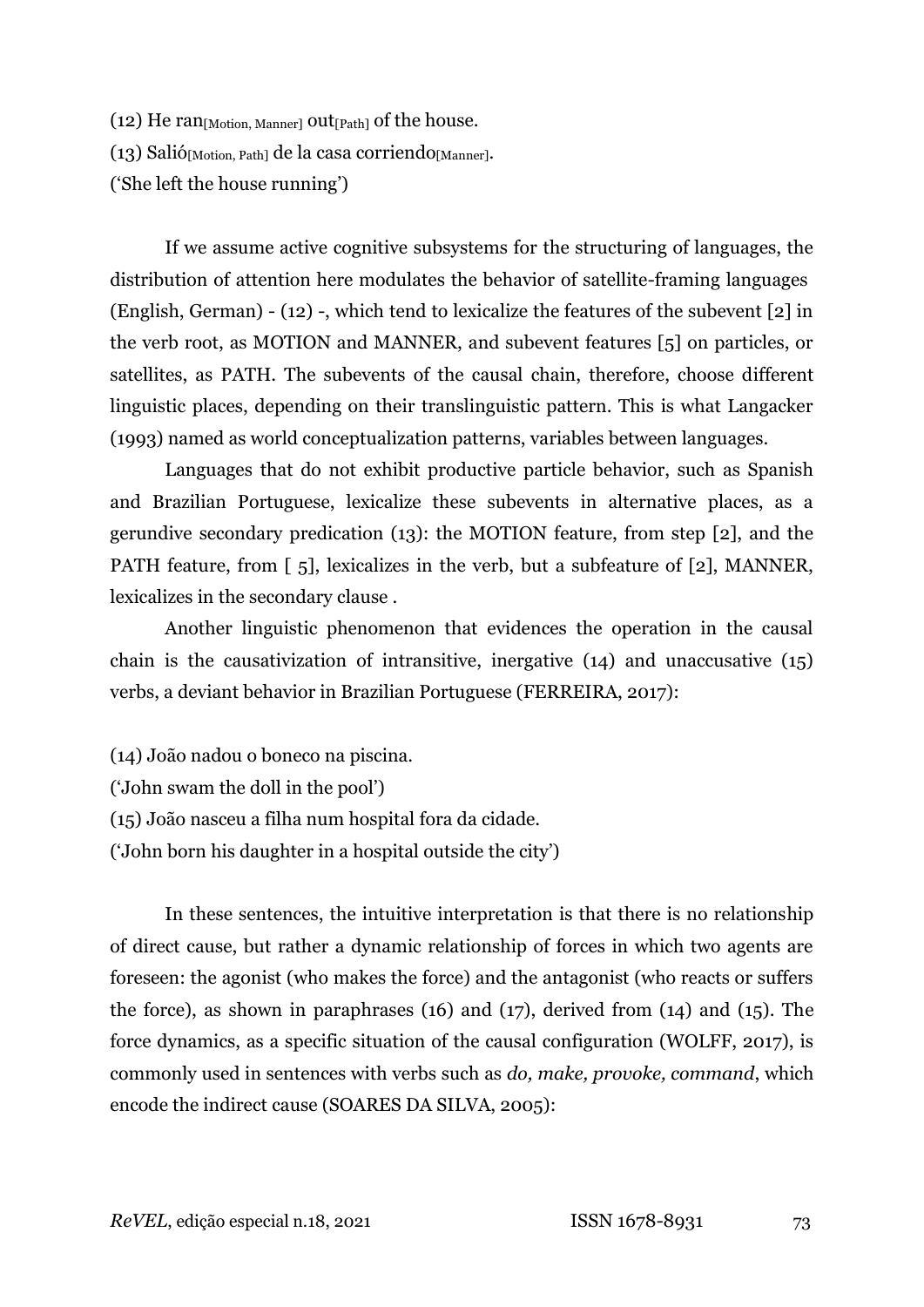(12) He ran$_{[\text{Motion, Manner}]}$ out$_{[\text{Path}]}$ of the house.

(13) Salió$_{[\text{Motion, Path}]}$ de la casa corriendo$_{[\text{Manner}]}$.

('She left the house running')

If we assume active cognitive subsystems for the structuring of languages, the distribution of attention here modulates the behavior of satellite-framing languages (English, German) - (12) -, which tend to lexicalize the features of the subevent [2] in the verb root, as MOTION and MANNER, and subevent features [5] on particles, or satellites, as PATH. The subevents of the causal chain, therefore, choose different linguistic places, depending on their translinguistic pattern. This is what Langacker (1993) named as world conceptualization patterns, variables between languages.

Languages that do not exhibit productive particle behavior, such as Spanish and Brazilian Portuguese, lexicalize these subevents in alternative places, as a gerundive secondary predication (13): the MOTION feature, from step [2], and the PATH feature, from [ 5], lexicalizes in the verb, but a subfeature of [2], MANNER, lexicalizes in the secondary clause .

Another linguistic phenomenon that evidences the operation in the causal chain is the causativization of intransitive, inergative (14) and unaccusative (15) verbs, a deviant behavior in Brazilian Portuguese (FERREIRA, 2017):

(14) João nadou o boneco na piscina.

('John swam the doll in the pool')

(15) João nasceu a filha num hospital fora da cidade.

('John born his daughter in a hospital outside the city')

In these sentences, the intuitive interpretation is that there is no relationship of direct cause, but rather a dynamic relationship of forces in which two agents are foreseen: the agonist (who makes the force) and the antagonist (who reacts or suffers the force), as shown in paraphrases (16) and (17), derived from (14) and (15). The force dynamics, as a specific situation of the causal configuration (WOLFF, 2017), is commonly used in sentences with verbs such as *do, make, provoke, command*, which encode the indirect cause (SOARES DA SILVA, 2005):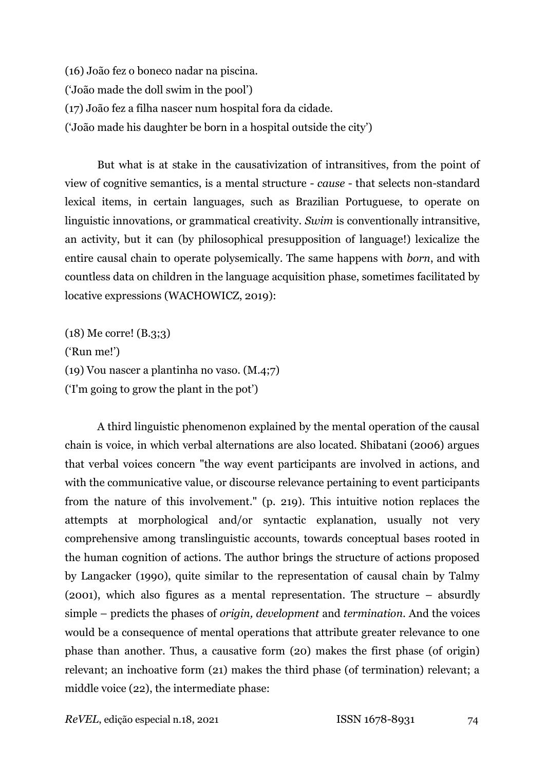(16) João fez o boneco nadar na piscina.
('João made the doll swim in the pool')
(17) João fez a filha nascer num hospital fora da cidade.
('João made his daughter be born in a hospital outside the city')

But what is at stake in the causativization of intransitives, from the point of view of cognitive semantics, is a mental structure - *cause* - that selects non-standard lexical items, in certain languages, such as Brazilian Portuguese, to operate on linguistic innovations, or grammatical creativity. *Swim* is conventionally intransitive, an activity, but it can (by philosophical presupposition of language!) lexicalize the entire causal chain to operate polysemically. The same happens with *born*, and with countless data on children in the language acquisition phase, sometimes facilitated by locative expressions (WACHOWICZ, 2019):

(18) Me corre! (B.3;3)
('Run me!')
(19) Vou nascer a plantinha no vaso. (M.4;7)
('I'm going to grow the plant in the pot')

A third linguistic phenomenon explained by the mental operation of the causal chain is voice, in which verbal alternations are also located. Shibatani (2006) argues that verbal voices concern "the way event participants are involved in actions, and with the communicative value, or discourse relevance pertaining to event participants from the nature of this involvement." (p. 219). This intuitive notion replaces the attempts at morphological and/or syntactic explanation, usually not very comprehensive among translinguistic accounts, towards conceptual bases rooted in the human cognition of actions. The author brings the structure of actions proposed by Langacker (1990), quite similar to the representation of causal chain by Talmy (2001), which also figures as a mental representation. The structure – absurdly simple – predicts the phases of *origin, development* and *termination*. And the voices would be a consequence of mental operations that attribute greater relevance to one phase than another. Thus, a causative form (20) makes the first phase (of origin) relevant; an inchoative form (21) makes the third phase (of termination) relevant; a middle voice (22), the intermediate phase: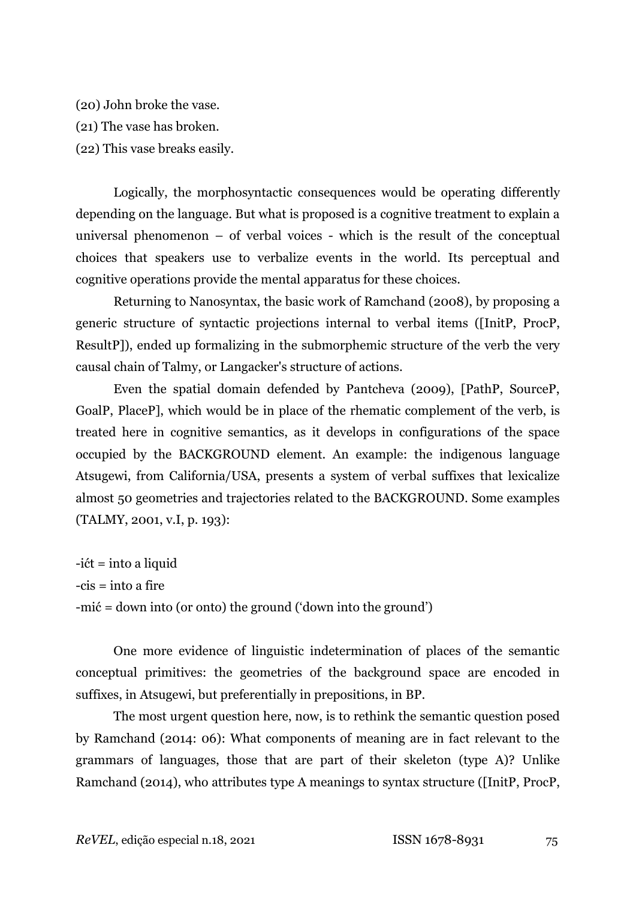(20) John broke the vase.

(21) The vase has broken.

(22) This vase breaks easily.

Logically, the morphosyntactic consequences would be operating differently depending on the language. But what is proposed is a cognitive treatment to explain a universal phenomenon – of verbal voices - which is the result of the conceptual choices that speakers use to verbalize events in the world. Its perceptual and cognitive operations provide the mental apparatus for these choices.

Returning to Nanosyntax, the basic work of Ramchand (2008), by proposing a generic structure of syntactic projections internal to verbal items ([InitP, ProcP, ResultP]), ended up formalizing in the submorphemic structure of the verb the very causal chain of Talmy, or Langacker's structure of actions.

Even the spatial domain defended by Pantcheva (2009), [PathP, SourceP, GoalP, PlaceP], which would be in place of the rhematic complement of the verb, is treated here in cognitive semantics, as it develops in configurations of the space occupied by the BACKGROUND element. An example: the indigenous language Atsugewi, from California/USA, presents a system of verbal suffixes that lexicalize almost 50 geometries and trajectories related to the BACKGROUND. Some examples (TALMY, 2001, v.I, p. 193):

-ićt = into a liquid

-cis = into a fire

-mić = down into (or onto) the ground ('down into the ground')

One more evidence of linguistic indetermination of places of the semantic conceptual primitives: the geometries of the background space are encoded in suffixes, in Atsugewi, but preferentially in prepositions, in BP.

The most urgent question here, now, is to rethink the semantic question posed by Ramchand (2014: 06): What components of meaning are in fact relevant to the grammars of languages, those that are part of their skeleton (type A)? Unlike Ramchand (2014), who attributes type A meanings to syntax structure ([InitP, ProcP,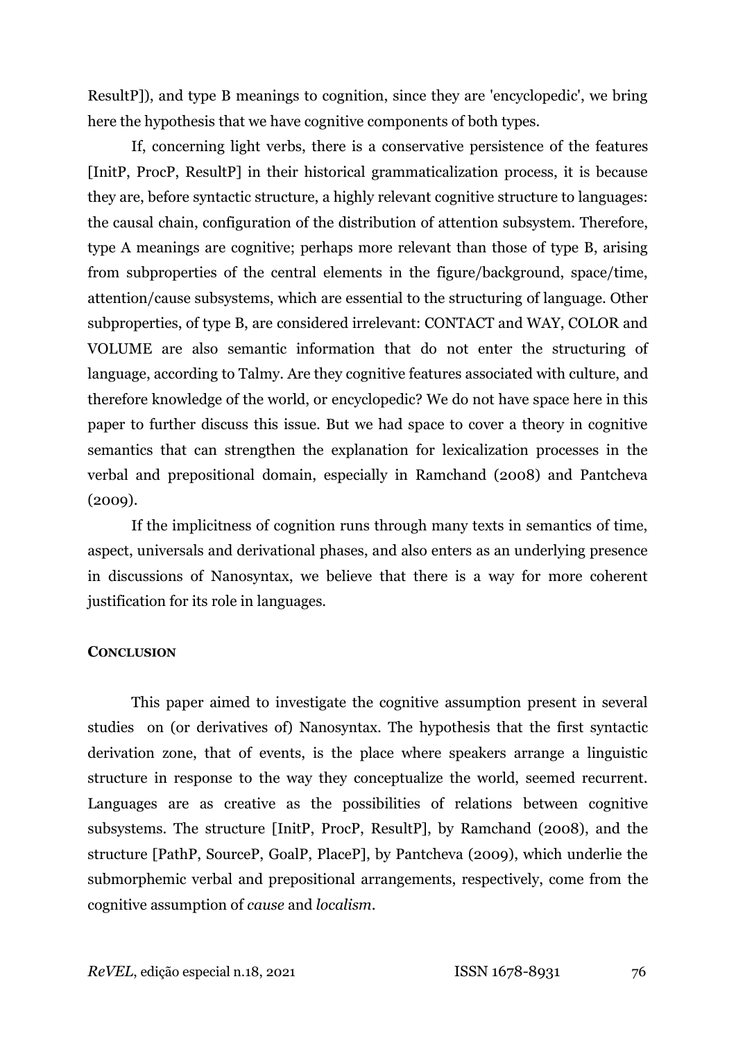ResultP]), and type B meanings to cognition, since they are 'encyclopedic', we bring here the hypothesis that we have cognitive components of both types.

If, concerning light verbs, there is a conservative persistence of the features [InitP, ProcP, ResultP] in their historical grammaticalization process, it is because they are, before syntactic structure, a highly relevant cognitive structure to languages: the causal chain, configuration of the distribution of attention subsystem. Therefore, type A meanings are cognitive; perhaps more relevant than those of type B, arising from subproperties of the central elements in the figure/background, space/time, attention/cause subsystems, which are essential to the structuring of language. Other subproperties, of type B, are considered irrelevant: CONTACT and WAY, COLOR and VOLUME are also semantic information that do not enter the structuring of language, according to Talmy. Are they cognitive features associated with culture, and therefore knowledge of the world, or encyclopedic? We do not have space here in this paper to further discuss this issue. But we had space to cover a theory in cognitive semantics that can strengthen the explanation for lexicalization processes in the verbal and prepositional domain, especially in Ramchand (2008) and Pantcheva (2009).

If the implicitness of cognition runs through many texts in semantics of time, aspect, universals and derivational phases, and also enters as an underlying presence in discussions of Nanosyntax, we believe that there is a way for more coherent justification for its role in languages.

## Conclusion

This paper aimed to investigate the cognitive assumption present in several studies on (or derivatives of) Nanosyntax. The hypothesis that the first syntactic derivation zone, that of events, is the place where speakers arrange a linguistic structure in response to the way they conceptualize the world, seemed recurrent. Languages are as creative as the possibilities of relations between cognitive subsystems. The structure [InitP, ProcP, ResultP], by Ramchand (2008), and the structure [PathP, SourceP, GoalP, PlaceP], by Pantcheva (2009), which underlie the submorphemic verbal and prepositional arrangements, respectively, come from the cognitive assumption of *cause* and *localism*.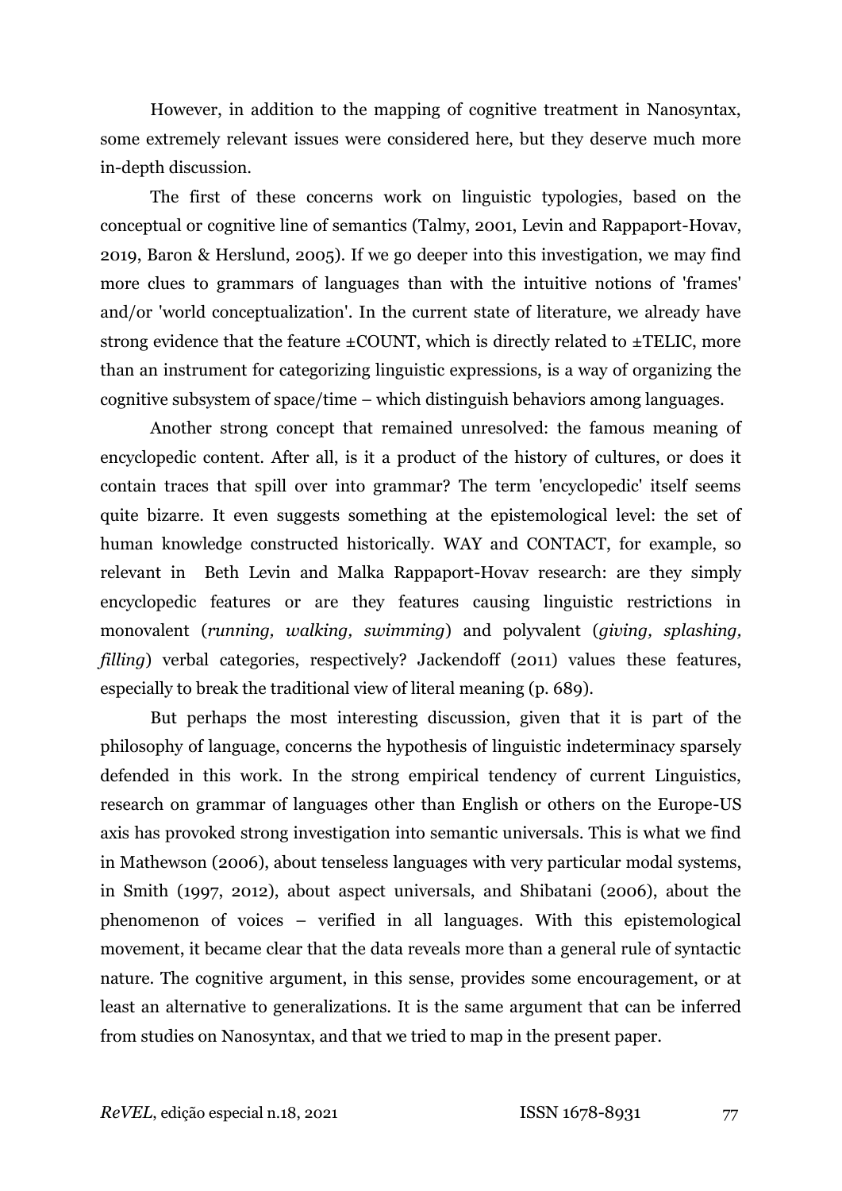However, in addition to the mapping of cognitive treatment in Nanosyntax, some extremely relevant issues were considered here, but they deserve much more in-depth discussion.

The first of these concerns work on linguistic typologies, based on the conceptual or cognitive line of semantics (Talmy, 2001, Levin and Rappaport-Hovav, 2019, Baron & Herslund, 2005). If we go deeper into this investigation, we may find more clues to grammars of languages than with the intuitive notions of 'frames' and/or 'world conceptualization'. In the current state of literature, we already have strong evidence that the feature ±COUNT, which is directly related to ±TELIC, more than an instrument for categorizing linguistic expressions, is a way of organizing the cognitive subsystem of space/time – which distinguish behaviors among languages.

Another strong concept that remained unresolved: the famous meaning of encyclopedic content. After all, is it a product of the history of cultures, or does it contain traces that spill over into grammar? The term 'encyclopedic' itself seems quite bizarre. It even suggests something at the epistemological level: the set of human knowledge constructed historically. WAY and CONTACT, for example, so relevant in Beth Levin and Malka Rappaport-Hovav research: are they simply encyclopedic features or are they features causing linguistic restrictions in monovalent (*running, walking, swimming*) and polyvalent (*giving, splashing, filling*) verbal categories, respectively? Jackendoff (2011) values these features, especially to break the traditional view of literal meaning (p. 689).

But perhaps the most interesting discussion, given that it is part of the philosophy of language, concerns the hypothesis of linguistic indeterminacy sparsely defended in this work. In the strong empirical tendency of current Linguistics, research on grammar of languages other than English or others on the Europe-US axis has provoked strong investigation into semantic universals. This is what we find in Mathewson (2006), about tenseless languages with very particular modal systems, in Smith (1997, 2012), about aspect universals, and Shibatani (2006), about the phenomenon of voices – verified in all languages. With this epistemological movement, it became clear that the data reveals more than a general rule of syntactic nature. The cognitive argument, in this sense, provides some encouragement, or at least an alternative to generalizations. It is the same argument that can be inferred from studies on Nanosyntax, and that we tried to map in the present paper.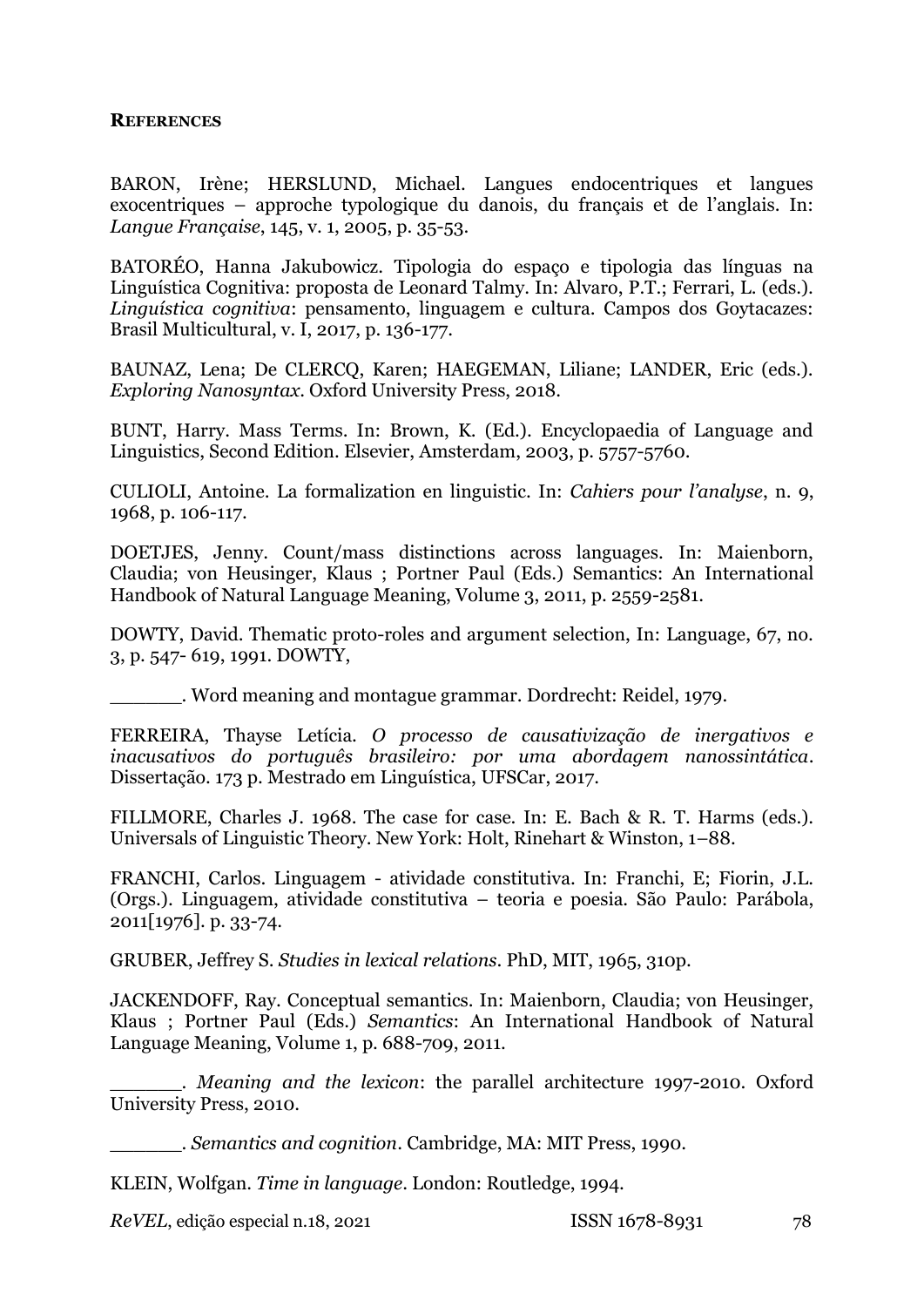**REFERENCES**

BARON, Irène; HERSLUND, Michael. Langues endocentriques et langues exocentriques – approche typologique du danois, du français et de l'anglais. In: *Langue Française*, 145, v. 1, 2005, p. 35-53.

BATORÉO, Hanna Jakubowicz. Tipologia do espaço e tipologia das línguas na Linguística Cognitiva: proposta de Leonard Talmy. In: Alvaro, P.T.; Ferrari, L. (eds.). *Linguística cognitiva*: pensamento, linguagem e cultura. Campos dos Goytacazes: Brasil Multicultural, v. I, 2017, p. 136-177.

BAUNAZ, Lena; De CLERCQ, Karen; HAEGEMAN, Liliane; LANDER, Eric (eds.). *Exploring Nanosyntax*. Oxford University Press, 2018.

BUNT, Harry. Mass Terms. In: Brown, K. (Ed.). Encyclopaedia of Language and Linguistics, Second Edition. Elsevier, Amsterdam, 2003, p. 5757-5760.

CULIOLI, Antoine. La formalization en linguistic. In: *Cahiers pour l'analyse*, n. 9, 1968, p. 106-117.

DOETJES, Jenny. Count/mass distinctions across languages. In: Maienborn, Claudia; von Heusinger, Klaus ; Portner Paul (Eds.) Semantics: An International Handbook of Natural Language Meaning, Volume 3, 2011, p. 2559-2581.

DOWTY, David. Thematic proto-roles and argument selection, In: Language, 67, no. 3, p. 547- 619, 1991. DOWTY,

______. Word meaning and montague grammar. Dordrecht: Reidel, 1979.

FERREIRA, Thayse Letícia. *O processo de causativização de inergativos e inacusativos do português brasileiro: por uma abordagem nanossintática*. Dissertação. 173 p. Mestrado em Linguística, UFSCar, 2017.

FILLMORE, Charles J. 1968. The case for case. In: E. Bach & R. T. Harms (eds.). Universals of Linguistic Theory. New York: Holt, Rinehart & Winston, 1–88.

FRANCHI, Carlos. Linguagem - atividade constitutiva. In: Franchi, E; Fiorin, J.L. (Orgs.). Linguagem, atividade constitutiva – teoria e poesia. São Paulo: Parábola, 2011[1976]. p. 33-74.

GRUBER, Jeffrey S. *Studies in lexical relations*. PhD, MIT, 1965, 310p.

JACKENDOFF, Ray. Conceptual semantics. In: Maienborn, Claudia; von Heusinger, Klaus ; Portner Paul (Eds.) *Semantics*: An International Handbook of Natural Language Meaning, Volume 1, p. 688-709, 2011.

______. *Meaning and the lexicon*: the parallel architecture 1997-2010. Oxford University Press, 2010.

______. *Semantics and cognition*. Cambridge, MA: MIT Press, 1990.

KLEIN, Wolfgan. *Time in language*. London: Routledge, 1994.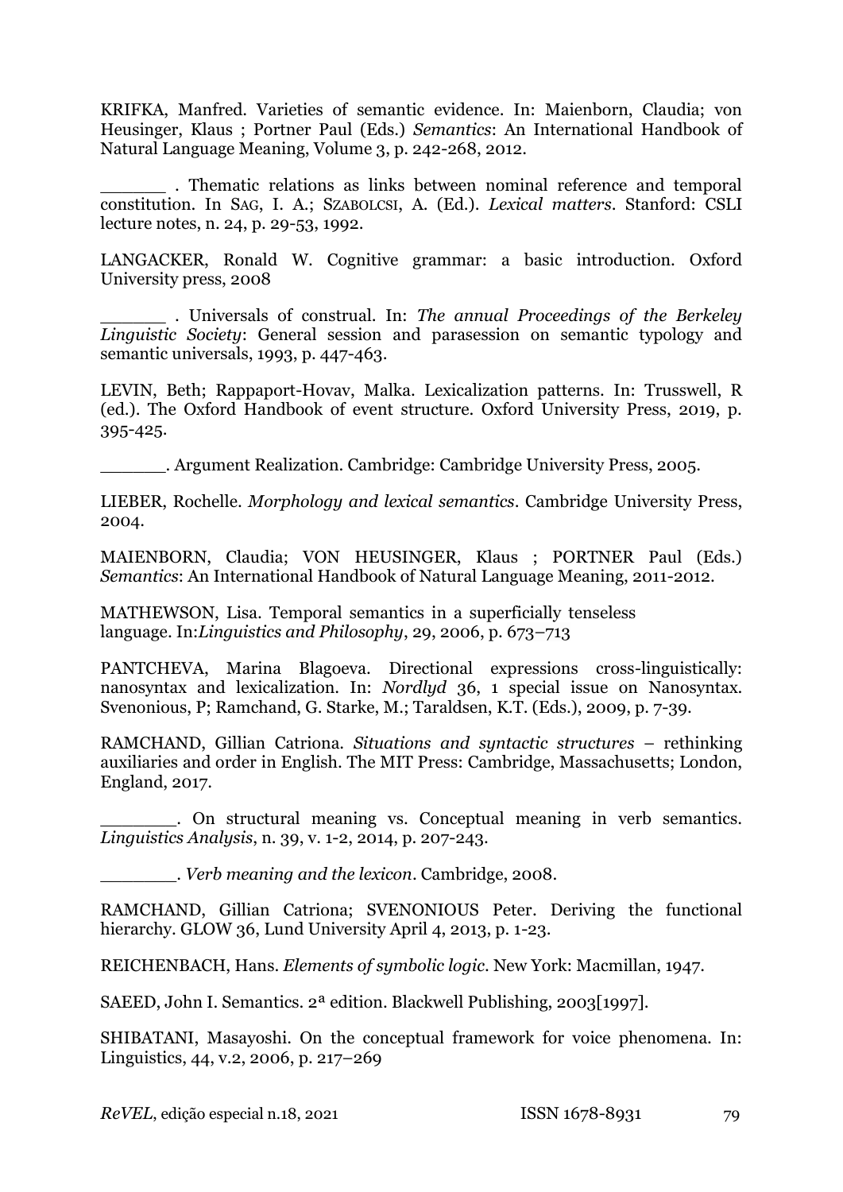KRIFKA, Manfred. Varieties of semantic evidence. In: Maienborn, Claudia; von Heusinger, Klaus ; Portner Paul (Eds.) *Semantics*: An International Handbook of Natural Language Meaning, Volume 3, p. 242-268, 2012.

______ . Thematic relations as links between nominal reference and temporal constitution. In SAG, I. A.; SZABOLCSI, A. (Ed.). *Lexical matters*. Stanford: CSLI lecture notes, n. 24, p. 29-53, 1992.

LANGACKER, Ronald W. Cognitive grammar: a basic introduction. Oxford University press, 2008

______ . Universals of construal. In: *The annual Proceedings of the Berkeley Linguistic Society*: General session and parasession on semantic typology and semantic universals, 1993, p. 447-463.

LEVIN, Beth; Rappaport-Hovav, Malka. Lexicalization patterns. In: Trusswell, R (ed.). The Oxford Handbook of event structure. Oxford University Press, 2019, p. 395-425.

______. Argument Realization. Cambridge: Cambridge University Press, 2005.

LIEBER, Rochelle. *Morphology and lexical semantics*. Cambridge University Press, 2004.

MAIENBORN, Claudia; VON HEUSINGER, Klaus ; PORTNER Paul (Eds.) *Semantics*: An International Handbook of Natural Language Meaning, 2011-2012.

MATHEWSON, Lisa. Temporal semantics in a superficially tenseless language. In:*Linguistics and Philosophy*, 29, 2006, p. 673–713

PANTCHEVA, Marina Blagoeva. Directional expressions cross-linguistically: nanosyntax and lexicalization. In: *Nordlyd* 36, 1 special issue on Nanosyntax. Svenonious, P; Ramchand, G. Starke, M.; Taraldsen, K.T. (Eds.), 2009, p. 7-39.

RAMCHAND, Gillian Catriona. *Situations and syntactic structures* – rethinking auxiliaries and order in English. The MIT Press: Cambridge, Massachusetts; London, England, 2017.

_______. On structural meaning vs. Conceptual meaning in verb semantics. *Linguistics Analysis*, n. 39, v. 1-2, 2014, p. 207-243.

_______. *Verb meaning and the lexicon*. Cambridge, 2008.

RAMCHAND, Gillian Catriona; SVENONIOUS Peter. Deriving the functional hierarchy. GLOW 36, Lund University April 4, 2013, p. 1-23.

REICHENBACH, Hans. *Elements of symbolic logic*. New York: Macmillan, 1947.

SAEED, John I. Semantics. 2ª edition. Blackwell Publishing, 2003[1997].

SHIBATANI, Masayoshi. On the conceptual framework for voice phenomena. In: Linguistics, 44, v.2, 2006, p. 217–269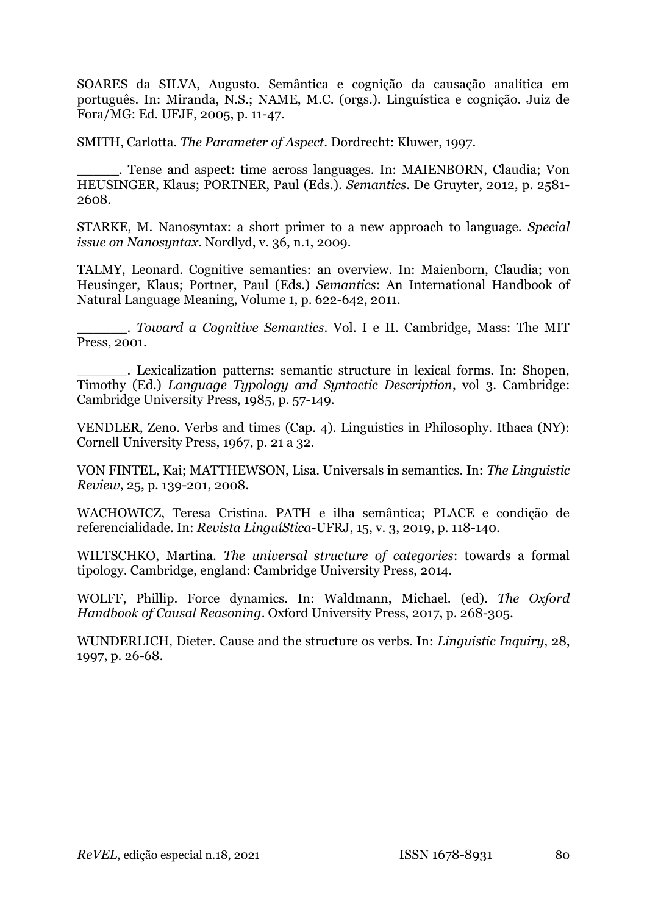SOARES da SILVA, Augusto. Semântica e cognição da causação analítica em português. In: Miranda, N.S.; NAME, M.C. (orgs.). Linguística e cognição. Juiz de Fora/MG: Ed. UFJF, 2005, p. 11-47.

SMITH, Carlotta. *The Parameter of Aspect*. Dordrecht: Kluwer, 1997.

_____. Tense and aspect: time across languages. In: MAIENBORN, Claudia; Von HEUSINGER, Klaus; PORTNER, Paul (Eds.). *Semantics*. De Gruyter, 2012, p. 2581-2608.

STARKE, M. Nanosyntax: a short primer to a new approach to language. *Special issue on Nanosyntax*. Nordlyd, v. 36, n.1, 2009.

TALMY, Leonard. Cognitive semantics: an overview. In: Maienborn, Claudia; von Heusinger, Klaus; Portner, Paul (Eds.) *Semantics*: An International Handbook of Natural Language Meaning, Volume 1, p. 622-642, 2011.

______. *Toward a Cognitive Semantics*. Vol. I e II. Cambridge, Mass: The MIT Press, 2001.

______. Lexicalization patterns: semantic structure in lexical forms. In: Shopen, Timothy (Ed.) *Language Typology and Syntactic Description*, vol 3. Cambridge: Cambridge University Press, 1985, p. 57-149.

VENDLER, Zeno. Verbs and times (Cap. 4). Linguistics in Philosophy. Ithaca (NY): Cornell University Press, 1967, p. 21 a 32.

VON FINTEL, Kai; MATTHEWSON, Lisa. Universals in semantics. In: *The Linguistic Review*, 25, p. 139-201, 2008.

WACHOWICZ, Teresa Cristina. PATH e ilha semântica; PLACE e condição de referencialidade. In: *Revista LinguíStica*-UFRJ, 15, v. 3, 2019, p. 118-140.

WILTSCHKO, Martina. *The universal structure of categories*: towards a formal tipology. Cambridge, england: Cambridge University Press, 2014.

WOLFF, Phillip. Force dynamics. In: Waldmann, Michael. (ed). *The Oxford Handbook of Causal Reasoning*. Oxford University Press, 2017, p. 268-305.

WUNDERLICH, Dieter. Cause and the structure os verbs. In: *Linguistic Inquiry*, 28, 1997, p. 26-68.